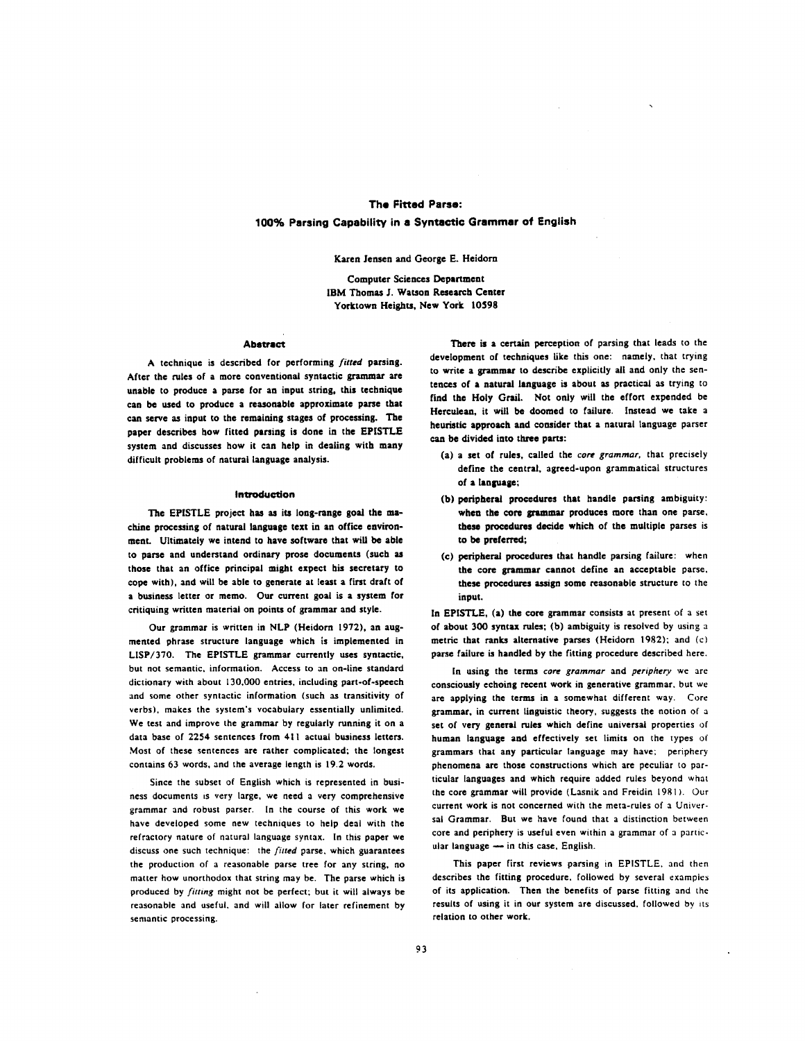# The Fitted Parse:
## 100% Parsing Capability in a Syntactic Grammar of English

Karen Jensen and George E. Heidorn

Computer Sciences Department
IBM Thomas J. Watson Research Center
Yorktown Heights, New York 10598

### Abstract

A technique is described for performing *fitted* parsing. After the rules of a more conventional syntactic grammar are unable to produce a parse for an input string, this technique can be used to produce a reasonable approximate parse that can serve as input to the remaining stages of processing. The paper describes how fitted parsing is done in the EPISTLE system and discusses how it can help in dealing with many difficult problems of natural language analysis.

### Introduction

The EPISTLE project has as its long-range goal the machine processing of natural language text in an office environment. Ultimately we intend to have software that will be able to parse and understand ordinary prose documents (such as those that an office principal might expect his secretary to cope with), and will be able to generate at least a first draft of a business letter or memo. Our current goal is a system for critiquing written material on points of grammar and style.

Our grammar is written in NLP (Heidorn 1972), an augmented phrase structure language which is implemented in LISP/370. The EPISTLE grammar currently uses syntactic, but not semantic, information. Access to an on-line standard dictionary with about 130,000 entries, including part-of-speech and some other syntactic information (such as transitivity of verbs), makes the system's vocabulary essentially unlimited. We test and improve the grammar by regularly running it on a data base of 2254 sentences from 411 actual business letters. Most of these sentences are rather complicated; the longest contains 63 words, and the average length is 19.2 words.

Since the subset of English which is represented in business documents is very large, we need a very comprehensive grammar and robust parser. In the course of this work we have developed some new techniques to help deal with the refractory nature of natural language syntax. In this paper we discuss one such technique: the *fitted* parse, which guarantees the production of a reasonable parse tree for any string, no matter how unorthodox that string may be. The parse which is produced by *fitting* might not be perfect; but it will always be reasonable and useful, and will allow for later refinement by semantic processing.

There is a certain perception of parsing that leads to the development of techniques like this one: namely, that trying to write a grammar to describe explicitly all and only the sentences of a natural language is about as practical as trying to find the Holy Grail. Not only will the effort expended be Herculean, it will be doomed to failure. Instead we take a heuristic approach and consider that a natural language parser can be divided into three parts:

(a) a set of rules, called the *core grammar*, that precisely define the central, agreed-upon grammatical structures of a language;

(b) peripheral procedures that handle parsing ambiguity: when the core grammar produces more than one parse, these procedures decide which of the multiple parses is to be preferred;

(c) peripheral procedures that handle parsing failure: when the core grammar cannot define an acceptable parse, these procedures assign some reasonable structure to the input.

In EPISTLE, (a) the core grammar consists at present of a set of about 300 syntax rules; (b) ambiguity is resolved by using a metric that ranks alternative parses (Heidorn 1982); and (c) parse failure is handled by the fitting procedure described here.

In using the terms *core grammar* and *periphery* we are consciously echoing recent work in generative grammar, but we are applying the terms in a somewhat different way. Core grammar, in current linguistic theory, suggests the notion of a set of very general rules which define universal properties of human language and effectively set limits on the types of grammars that any particular language may have; periphery phenomena are those constructions which are peculiar to particular languages and which require added rules beyond what the core grammar will provide (Lasnik and Freidin 1981). Our current work is not concerned with the meta-rules of a Universal Grammar. But we have found that a distinction between core and periphery is useful even within a grammar of a particular language — in this case, English.

This paper first reviews parsing in EPISTLE, and then describes the fitting procedure, followed by several examples of its application. Then the benefits of parse fitting and the results of using it in our system are discussed, followed by its relation to other work.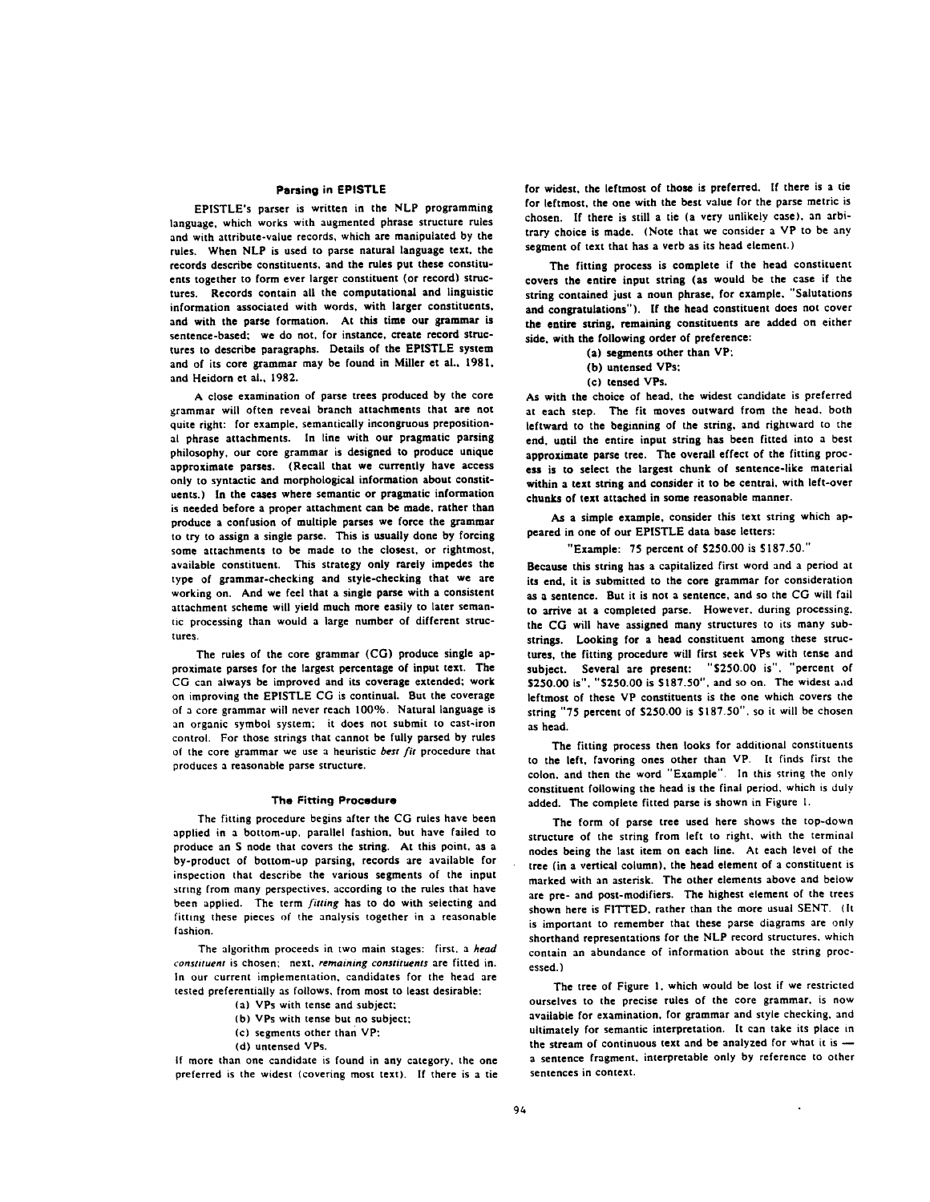### Parsing in EPISTLE

EPISTLE's parser is written in the NLP programming language, which works with augmented phrase structure rules and with attribute-value records, which are manipulated by the rules. When NLP is used to parse natural language text, the records describe constituents, and the rules put these constituents together to form ever larger constituent (or record) structures. Records contain all the computational and linguistic information associated with words, with larger constituents, and with the parse formation. At this time our grammar is sentence-based; we do not, for instance, create record structures to describe paragraphs. Details of the EPISTLE system and of its core grammar may be found in Miller et al., 1981, and Heidorn et al., 1982.

A close examination of parse trees produced by the core grammar will often reveal branch attachments that are not quite right: for example, semantically incongruous prepositional phrase attachments. In line with our pragmatic parsing philosophy, our core grammar is designed to produce unique approximate parses. (Recall that we currently have access only to syntactic and morphological information about constituents.) In the cases where semantic or pragmatic information is needed before a proper attachment can be made, rather than produce a confusion of multiple parses we force the grammar to try to assign a single parse. This is usually done by forcing some attachments to be made to the closest, or rightmost, available constituent. This strategy only rarely impedes the type of grammar-checking and style-checking that we are working on. And we feel that a single parse with a consistent attachment scheme will yield much more easily to later semantic processing than would a large number of different structures.

The rules of the core grammar (CG) produce single approximate parses for the largest percentage of input text. The CG can always be improved and its coverage extended; work on improving the EPISTLE CG is continual. But the coverage of a core grammar will never reach 100%. Natural language is an organic symbol system; it does not submit to cast-iron control. For those strings that cannot be fully parsed by rules of the core grammar we use a heuristic *best fit* procedure that produces a reasonable parse structure.

### The Fitting Procedure

The fitting procedure begins after the CG rules have been applied in a bottom-up, parallel fashion, but have failed to produce an S node that covers the string. At this point, as a by-product of bottom-up parsing, records are available for inspection that describe the various segments of the input string from many perspectives, according to the rules that have been applied. The term *fitting* has to do with selecting and fitting these pieces of the analysis together in a reasonable fashion.

The algorithm proceeds in two main stages: first, a *head constituent* is chosen; next, *remaining constituents* are fitted in. In our current implementation, candidates for the head are tested preferentially as follows, from most to least desirable:

(a) VPs with tense and subject;
(b) VPs with tense but no subject;
(c) segments other than VP;
(d) untensed VPs.

If more than one candidate is found in any category, the one preferred is the widest (covering most text). If there is a tie for widest, the leftmost of those is preferred. If there is a tie for leftmost, the one with the best value for the parse metric is chosen. If there is still a tie (a very unlikely case), an arbitrary choice is made. (Note that we consider a VP to be any segment of text that has a verb as its head element.)

The fitting process is complete if the head constituent covers the entire input string (as would be the case if the string contained just a noun phrase, for example, "Salutations and congratulations"). If the head constituent does not cover the entire string, remaining constituents are added on either side, with the following order of preference:

(a) segments other than VP;
(b) untensed VPs;
(c) tensed VPs.

As with the choice of head, the widest candidate is preferred at each step. The fit moves outward from the head, both leftward to the beginning of the string, and rightward to the end, until the entire input string has been fitted into a best approximate parse tree. The overall effect of the fitting process is to select the largest chunk of sentence-like material within a text string and consider it to be central, with left-over chunks of text attached in some reasonable manner.

As a simple example, consider this text string which appeared in one of our EPISTLE data base letters:

"Example: 75 percent of $250.00 is $187.50."

Because this string has a capitalized first word and a period at its end, it is submitted to the core grammar for consideration as a sentence. But it is not a sentence, and so the CG will fail to arrive at a completed parse. However, during processing, the CG will have assigned many structures to its many substrings. Looking for a head constituent among these structures, the fitting procedure will first seek VPs with tense and subject. Several are present: "$250.00 is", "percent of $250.00 is", "$250.00 is $187.50", and so on. The widest and leftmost of these VP constituents is the one which covers the string "75 percent of $250.00 is $187.50", so it will be chosen as head.

The fitting process then looks for additional constituents to the left, favoring ones other than VP. It finds first the colon, and then the word "Example". In this string the only constituent following the head is the final period, which is duly added. The complete fitted parse is shown in Figure 1.

The form of parse tree used here shows the top-down structure of the string from left to right, with the terminal nodes being the last item on each line. At each level of the tree (in a vertical column), the head element of a constituent is marked with an asterisk. The other elements above and below are pre- and post-modifiers. The highest element of the trees shown here is FITTED, rather than the more usual SENT. (It is important to remember that these parse diagrams are only shorthand representations for the NLP record structures, which contain an abundance of information about the string processed.)

The tree of Figure 1, which would be lost if we restricted ourselves to the precise rules of the core grammar, is now available for examination, for grammar and style checking, and ultimately for semantic interpretation. It can take its place in the stream of continuous text and be analyzed for what it is — a sentence fragment, interpretable only by reference to other sentences in context.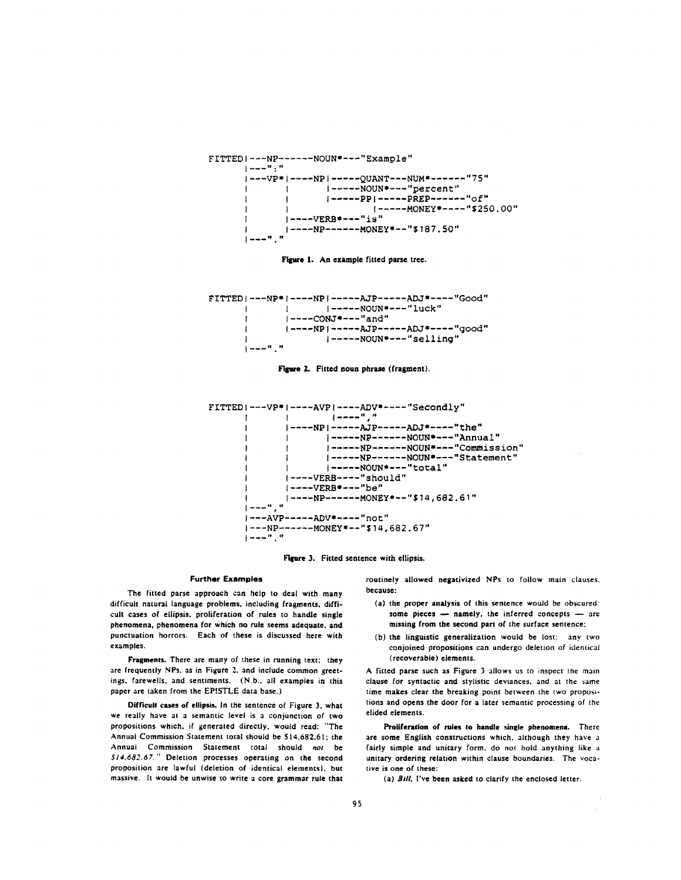```
FITTED|---NP------NOUN*---"Example"
      |---":"
      |---VP*|----NP|-----QUANT---NUM*------"75"
      |      |      |-----NOUN*---"percent"
      |      |      |-----PP|-----PREP------"of"
      |      |              |-----MONEY*----"$250.00"
      |      |----VERB*---"is"
      |      |----NP------MONEY*--"$187.50"
      |---"."
```

**Figure 1.** An example fitted parse tree.

```
FITTED|---NP*|----NP|-----AJP-----ADJ*----"Good"
      |      |      |-----NOUN*---"luck"
      |      |----CONJ*---"and"
      |      |----NP|-----AJP-----ADJ*----"good"
      |             |-----NOUN*---"selling"
      |---"."
```

**Figure 2.** Fitted noun phrase (fragment).

```
FITTED|---VP*|----AVP|----ADV*----"Secondly"
      |      |       |----","
      |      |----NP|-----AJP-----ADJ*----"the"
      |      |      |-----NP------NOUN*---"Annual"
      |      |      |-----NP------NOUN*---"Commission"
      |      |      |-----NP------NOUN*---"Statement"
      |      |      |-----NOUN*---"total"
      |      |----VERB----"should"
      |      |----VERB*---"be"
      |      |----NP------MONEY*--"$14,682.61"
      |---","
      |---AVP-----ADV*----"not"
      |---NP------MONEY*--"$14,682.67"
      |---"."
```

**Figure 3.** Fitted sentence with ellipsis.

### Further Examples

The fitted parse approach can help to deal with many difficult natural language problems, including fragments, difficult cases of ellipsis, proliferation of rules to handle single phenomena, phenomena for which no rule seems adequate, and punctuation horrors. Each of these is discussed here with examples.

**Fragments.** There are many of these in running text; they are frequently NPs, as in Figure 2, and include common greetings, farewells, and sentiments. (N.b., all examples in this paper are taken from the EPISTLE data base.)

**Difficult cases of ellipsis.** In the sentence of Figure 3, what we really have at a semantic level is a conjunction of two propositions which, if generated directly, would read: "The Annual Commission Statement total should be $14,682.61; the Annual Commission Statement total should *not* be *$14,682.67*." Deletion processes operating on the second proposition are lawful (deletion of identical elements), but massive. It would be unwise to write a core grammar rule that routinely allowed negativized NPs to follow main clauses, because:

(a) the proper analysis of this sentence would be obscured: some pieces — namely, the inferred concepts — are missing from the second part of the surface sentence;

(b) the linguistic generalization would be lost: any two conjoined propositions can undergo deletion of identical (recoverable) elements.

A fitted parse such as Figure 3 allows us to inspect the main clause for syntactic and stylistic deviances, and at the same time makes clear the breaking point between the two propositions and opens the door for a later semantic processing of the elided elements.

**Proliferation of rules to handle single phenomena.** There are some English constructions which, although they have a fairly simple and unitary form, do not hold anything like a unitary ordering relation within clause boundaries. The vocative is one of these:

(a) *Bill*, I've been asked to clarify the enclosed letter.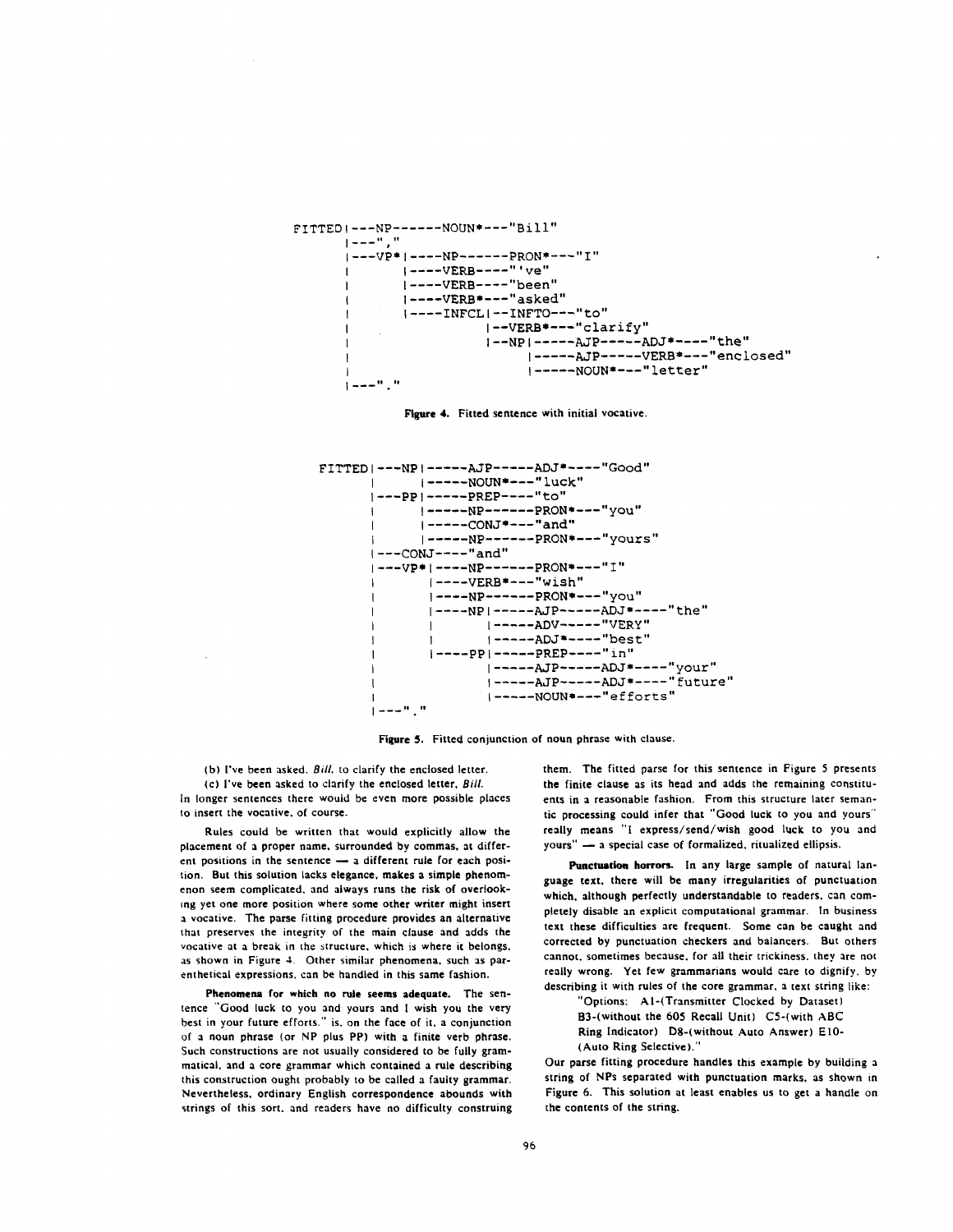```
FITTED|---NP------NOUN*---"Bill"
      |---","
      |---VP*|----NP------PRON*---"I"
      |      |----VERB----"'ve"
      |      |----VERB----"been"
      |      |----VERB*---"asked"
      |      |----INFCL|--INFTO---"to"
      |                |--VERB*---"clarify"
      |                |--NP|-----AJP-----ADJ*----"the"
      |                     |-----AJP-----VERB*---"enclosed"
      |                     |-----NOUN*---"letter"
      |---"."
```

**Figure 4.** Fitted sentence with initial vocative.

```
FITTED|---NP|-----AJP-----ADJ*----"Good"
      |     |-----NOUN*---"luck"
      |---PP|-----PREP----"to"
      |     |-----NP------PRON*---"you"
      |     |-----CONJ*---"and"
      |     |-----NP------PRON*---"yours"
      |---CONJ----"and"
      |---VP*|----NP------PRON*---"I"
      |      |----VERB*---"wish"
      |      |----NP------PRON*---"you"
      |      |----NP|-----AJP-----ADJ*----"the"
      |      |      |-----ADV-----"VERY"
      |      |      |-----ADJ*----"best"
      |      |----PP|-----PREP----"in"
      |             |-----AJP-----ADJ*----"your"
      |             |-----AJP-----ADJ*----"future"
      |             |-----NOUN*---"efforts"
      |---"."
```

**Figure 5.** Fitted conjunction of noun phrase with clause.

(b) I've been asked, *Bill*, to clarify the enclosed letter.

(c) I've been asked to clarify the enclosed letter, *Bill*.

In longer sentences there would be even more possible places to insert the vocative, of course.

Rules could be written that would explicitly allow the placement of a proper name, surrounded by commas, at different positions in the sentence — a different rule for each position. But this solution lacks elegance, makes a simple phenomenon seem complicated, and always runs the risk of overlooking yet one more position where some other writer might insert a vocative. The parse fitting procedure provides an alternative that preserves the integrity of the main clause and adds the vocative at a break in the structure, which is where it belongs, as shown in Figure 4. Other similar phenomena, such as parenthetical expressions, can be handled in this same fashion.

**Phenomena for which no rule seems adequate.** The sentence "Good luck to you and yours and I wish you the very best in your future efforts." is, on the face of it, a conjunction of a noun phrase (or NP plus PP) with a finite verb phrase. Such constructions are not usually considered to be fully grammatical, and a core grammar which contained a rule describing this construction ought probably to be called a faulty grammar. Nevertheless, ordinary English correspondence abounds with strings of this sort, and readers have no difficulty construing them. The fitted parse for this sentence in Figure 5 presents the finite clause as its head and adds the remaining constituents in a reasonable fashion. From this structure later semantic processing could infer that "Good luck to you and yours" really means "I express/send/wish good luck to you and yours" — a special case of formalized, ritualized ellipsis.

**Punctuation horrors.** In any large sample of natural language text, there will be many irregularities of punctuation which, although perfectly understandable to readers, can completely disable an explicit computational grammar. In business text these difficulties are frequent. Some can be caught and corrected by punctuation checkers and balancers. But others cannot, sometimes because, for all their trickiness, they are not really wrong. Yet few grammarians would care to dignify, by describing it with rules of the core grammar, a text string like:

> "Options: A1-(Transmitter Clocked by Dataset) B3-(without the 605 Recall Unit) C5-(with ABC Ring Indicator) D8-(without Auto Answer) E10-(Auto Ring Selective)."

Our parse fitting procedure handles this example by building a string of NPs separated with punctuation marks, as shown in Figure 6. This solution at least enables us to get a handle on the contents of the string.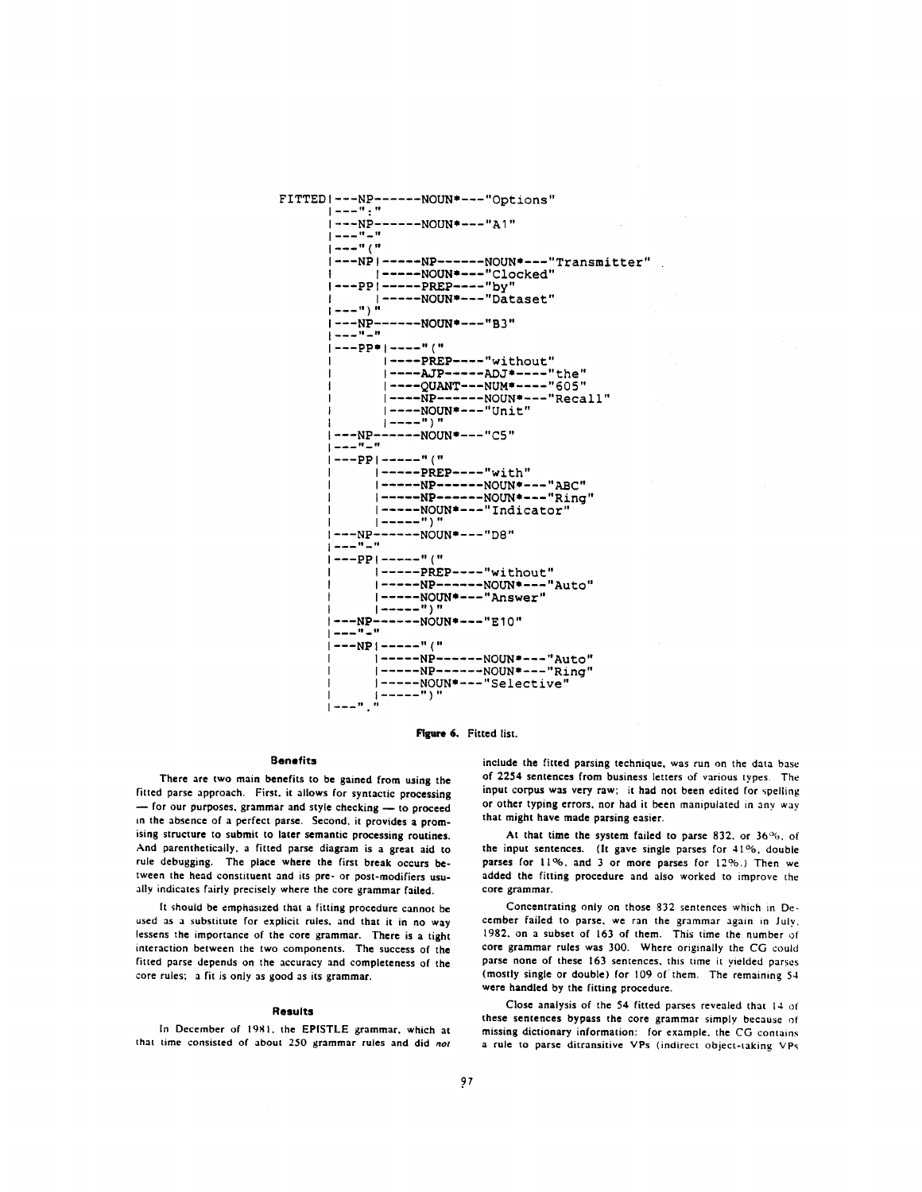```
FITTED|---NP------NOUN*---"Options"
      |---":"
      |---NP------NOUN*---"A1"
      |---"-"
      |---"("
      |---NP|-----NP------NOUN*---"Transmitter"
      |     |-----NOUN*---"Clocked"
      |---PP|-----PREP----"by"
      |     |-----NOUN*---"Dataset"
      |---")"
      |---NP------NOUN*---"B3"
      |---"-"
      |---PP*|----"("
      |      |----PREP----"without"
      |      |----AJP-----ADJ*----"the"
      |      |----QUANT---NUM*----"605"
      |      |----NP------NOUN*---"Recall"
      |      |----NOUN*---"Unit"
      |      |----")"
      |---NP------NOUN*---"C5"
      |---"-"
      |---PP|-----"("
      |     |-----PREP----"with"
      |     |-----NP------NOUN*---"ABC"
      |     |-----NP------NOUN*---"Ring"
      |     |-----NOUN*---"Indicator"
      |     |-----")"
      |---NP------NOUN*---"D8"
      |---"-"
      |---PP|-----"("
      |     |-----PREP----"without"
      |     |-----NP------NOUN*---"Auto"
      |     |-----NOUN*---"Answer"
      |     |-----")"
      |---NP------NOUN*---"E10"
      |---"-"
      |---NP|-----"("
      |     |-----NP------NOUN*---"Auto"
      |     |-----NP------NOUN*---"Ring"
      |     |-----NOUN*---"Selective"
      |     |-----")"
      |---"."
```

**Figure 6.** Fitted list.

### Benefits

There are two main benefits to be gained from using the fitted parse approach. First, it allows for syntactic processing — for our purposes, grammar and style checking — to proceed in the absence of a perfect parse. Second, it provides a promising structure to submit to later semantic processing routines. And parenthetically, a fitted parse diagram is a great aid to rule debugging. The place where the first break occurs between the head constituent and its pre- or post-modifiers usually indicates fairly precisely where the core grammar failed.

It should be emphasized that a fitting procedure cannot be used as a substitute for explicit rules, and that it in no way lessens the importance of the core grammar. There is a tight interaction between the two components. The success of the fitted parse depends on the accuracy and completeness of the core rules; a fit is only as good as its grammar.

### Results

In December of 1981, the EPISTLE grammar, which at that time consisted of about 250 grammar rules and did *not* include the fitted parsing technique, was run on the data base of 2254 sentences from business letters of various types. The input corpus was very raw; it had not been edited for spelling or other typing errors, nor had it been manipulated in any way that might have made parsing easier.

At that time the system failed to parse 832, or 36%, of the input sentences. (It gave single parses for 41%, double parses for 11%, and 3 or more parses for 12%.) Then we added the fitting procedure and also worked to improve the core grammar.

Concentrating only on those 832 sentences which in December failed to parse, we ran the grammar again in July, 1982, on a subset of 163 of them. This time the number of core grammar rules was 300. Where originally the CG could parse none of these 163 sentences, this time it yielded parses (mostly single or double) for 109 of them. The remaining 54 were handled by the fitting procedure.

Close analysis of the 54 fitted parses revealed that 14 of these sentences bypass the core grammar simply because of missing dictionary information: for example, the CG contains a rule to parse ditransitive VPs (indirect object-taking VPs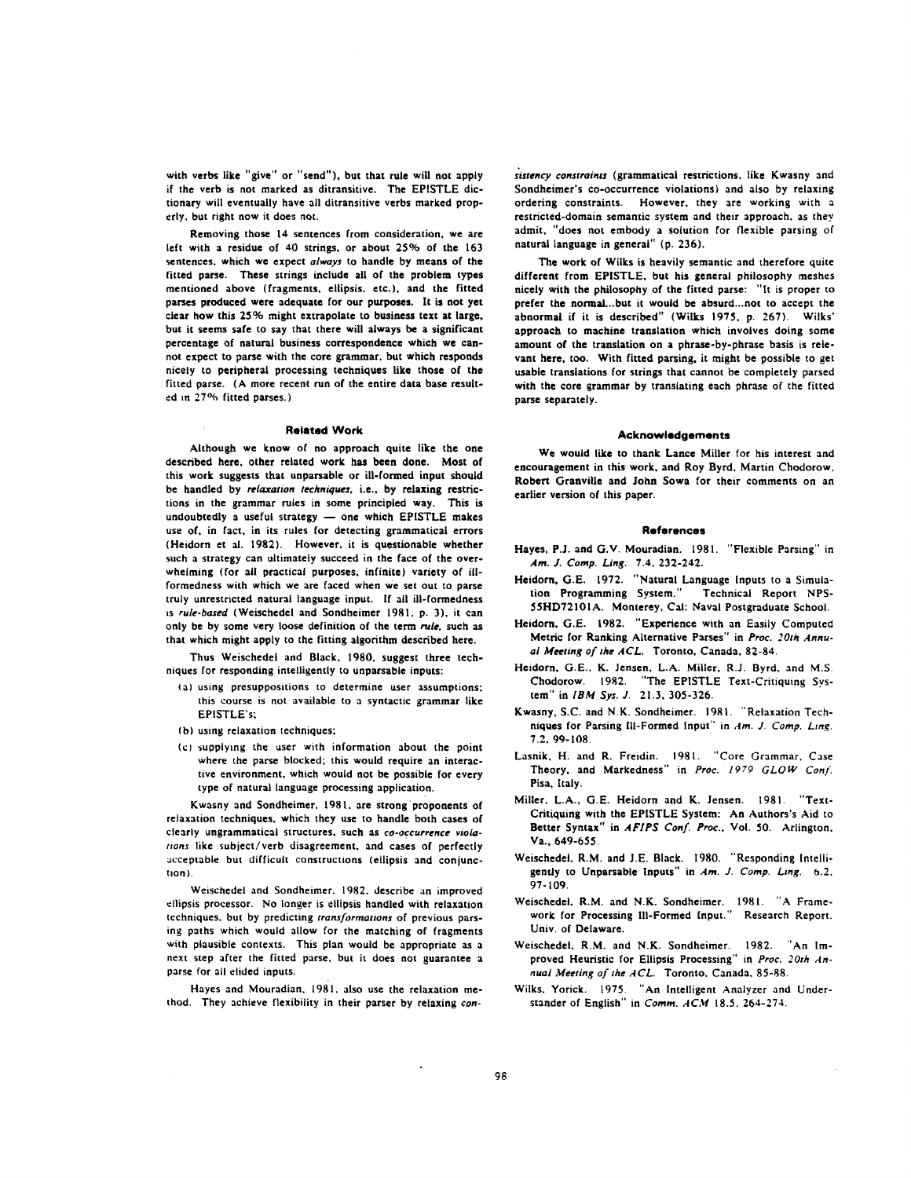with verbs like "give" or "send"), but that rule will not apply if the verb is not marked as ditransitive. The EPISTLE dictionary will eventually have all ditransitive verbs marked properly, but right now it does not.

Removing those 14 sentences from consideration, we are left with a residue of 40 strings, or about 25% of the 163 sentences, which we expect *always* to handle by means of the fitted parse. These strings include all of the problem types mentioned above (fragments, ellipsis, etc.), and the fitted parses produced were adequate for our purposes. It is not yet clear how this 25% might extrapolate to business text at large, but it seems safe to say that there will always be a significant percentage of natural business correspondence which we cannot expect to parse with the core grammar, but which responds nicely to peripheral processing techniques like those of the fitted parse. (A more recent run of the entire data base resulted in 27% fitted parses.)

## Related Work

Although we know of no approach quite like the one described here, other related work has been done. Most of this work suggests that unparsable or ill-formed input should be handled by *relaxation techniques*, i.e., by relaxing restrictions in the grammar rules in some principled way. This is undoubtedly a useful strategy — one which EPISTLE makes use of, in fact, in its rules for detecting grammatical errors (Heidorn et al. 1982). However, it is questionable whether such a strategy can ultimately succeed in the face of the overwhelming (for all practical purposes, infinite) variety of ill-formedness with which we are faced when we set out to parse truly unrestricted natural language input. If all ill-formedness is *rule-based* (Weischedel and Sondheimer 1981, p. 3), it can only be by some very loose definition of the term *rule*, such as that which might apply to the fitting algorithm described here.

Thus Weischedel and Black, 1980, suggest three techniques for responding intelligently to unparsable inputs:

(a) using presuppositions to determine user assumptions; this course is not available to a syntactic grammar like EPISTLE's;

(b) using relaxation techniques;

(c) supplying the user with information about the point where the parse blocked; this would require an interactive environment, which would not be possible for every type of natural language processing application.

Kwasny and Sondheimer, 1981, are strong proponents of relaxation techniques, which they use to handle both cases of clearly ungrammatical structures, such as *co-occurrence violations* like subject/verb disagreement, and cases of perfectly acceptable but difficult constructions (ellipsis and conjunction).

Weischedel and Sondheimer, 1982, describe an improved ellipsis processor. No longer is ellipsis handled with relaxation techniques, but by predicting *transformations* of previous parsing paths which would allow for the matching of fragments with plausible contexts. This plan would be appropriate as a next step after the fitted parse, but it does not guarantee a parse for all elided inputs.

Hayes and Mouradian, 1981, also use the relaxation method. They achieve flexibility in their parser by relaxing *consistency constraints* (grammatical restrictions, like Kwasny and Sondheimer's co-occurrence violations) and also by relaxing ordering constraints. However, they are working with a restricted-domain semantic system and their approach, as they admit, "does not embody a solution for flexible parsing of natural language in general" (p. 236).

The work of Wilks is heavily semantic and therefore quite different from EPISTLE, but his general philosophy meshes nicely with the philosophy of the fitted parse: "It is proper to prefer the normal...but it would be absurd...not to accept the abnormal if it is described" (Wilks 1975, p. 267). Wilks' approach to machine translation which involves doing some amount of the translation on a phrase-by-phrase basis is relevant here, too. With fitted parsing, it might be possible to get usable translations for strings that cannot be completely parsed with the core grammar by translating each phrase of the fitted parse separately.

## Acknowledgements

We would like to thank Lance Miller for his interest and encouragement in this work, and Roy Byrd, Martin Chodorow, Robert Granville and John Sowa for their comments on an earlier version of this paper.

## References

Hayes, P.J. and G.V. Mouradian. 1981. "Flexible Parsing" in *Am. J. Comp. Ling.* 7.4, 232-242.

Heidorn, G.E. 1972. "Natural Language Inputs to a Simulation Programming System." Technical Report NPS-55HD72101A. Monterey, Cal: Naval Postgraduate School.

Heidorn, G.E. 1982. "Experience with an Easily Computed Metric for Ranking Alternative Parses" in *Proc. 20th Annual Meeting of the ACL*. Toronto, Canada, 82-84.

Heidorn, G.E., K. Jensen, L.A. Miller, R.J. Byrd, and M.S. Chodorow. 1982. "The EPISTLE Text-Critiquing System" in *IBM Sys. J.* 21.3, 305-326.

Kwasny, S.C. and N.K. Sondheimer. 1981. "Relaxation Techniques for Parsing Ill-Formed Input" in *Am. J. Comp. Ling.* 7.2, 99-108.

Lasnik, H. and R. Freidin. 1981. "Core Grammar, Case Theory, and Markedness" in *Proc. 1979 GLOW Conf.* Pisa, Italy.

Miller, L.A., G.E. Heidorn and K. Jensen. 1981. "Text-Critiquing with the EPISTLE System: An Authors's Aid to Better Syntax" in *AFIPS Conf. Proc.*, Vol. 50. Arlington, Va., 649-655.

Weischedel, R.M. and J.E. Black. 1980. "Responding Intelligently to Unparsable Inputs" in *Am. J. Comp. Ling.* 6.2, 97-109.

Weischedel, R.M. and N.K. Sondheimer. 1981. "A Framework for Processing Ill-Formed Input." Research Report. Univ. of Delaware.

Weischedel, R.M. and N.K. Sondheimer. 1982. "An Improved Heuristic for Ellipsis Processing" in *Proc. 20th Annual Meeting of the ACL*. Toronto, Canada, 85-88.

Wilks, Yorick. 1975. "An Intelligent Analyzer and Understander of English" in *Comm. ACM* 18.5, 264-274.